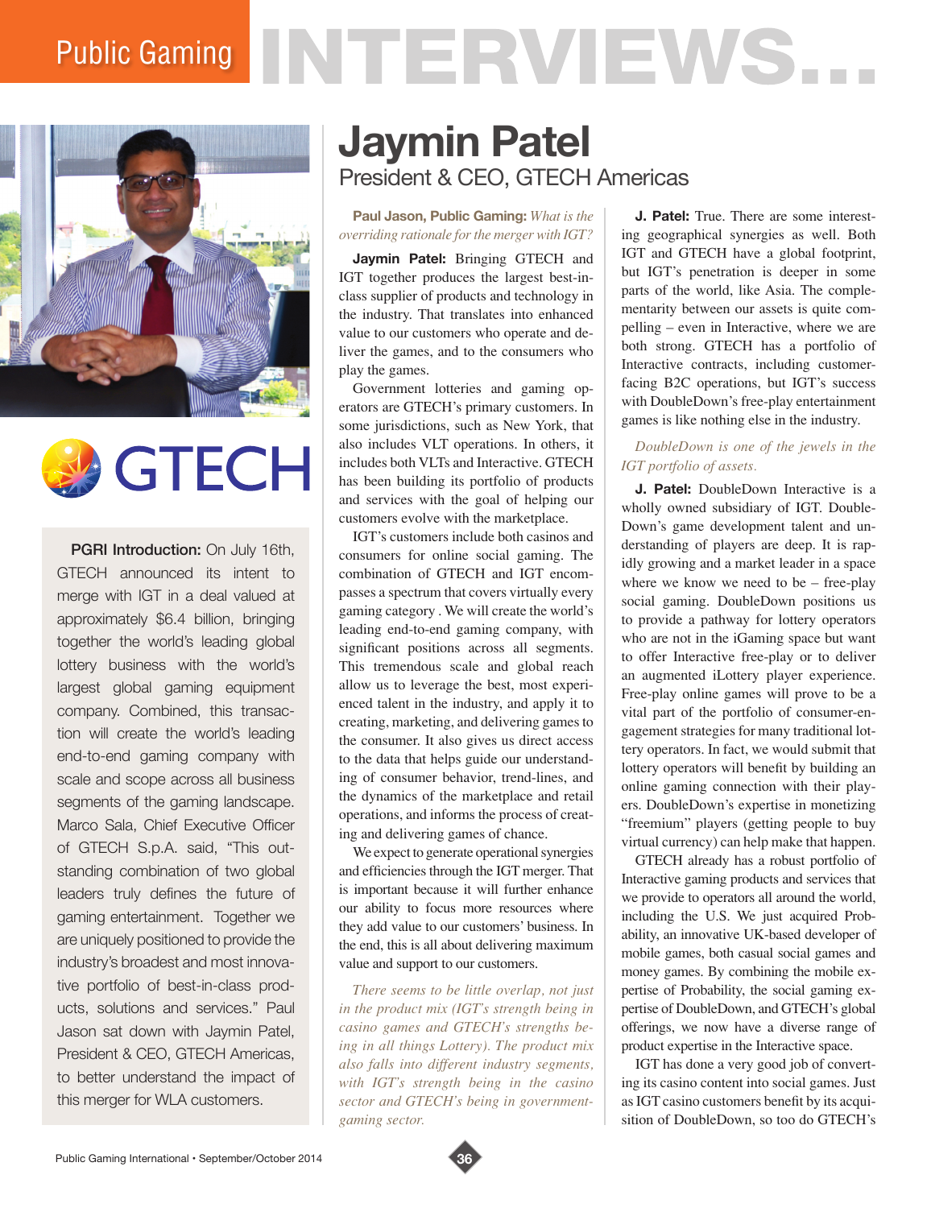# Public Gaming INTERVIEWS...

## Jaymin Patel

### President & CEO, GTECH Americas

**PGRI Introduction:** On July 16th, GTECH announced its intent to merge with IGT in a deal valued at approximately $6.4 billion, bringing together the world's leading global lottery business with the world's largest global gaming equipment company. Combined, this transaction will create the world's leading end-to-end gaming company with scale and scope across all business segments of the gaming landscape. Marco Sala, Chief Executive Officer of GTECH S.p.A. said, "This outstanding combination of two global leaders truly defines the future of gaming entertainment. Together we are uniquely positioned to provide the industry's broadest and most innovative portfolio of best-in-class products, solutions and services." Paul Jason sat down with Jaymin Patel, President & CEO, GTECH Americas, to better understand the impact of this merger for WLA customers.

**Paul Jason, Public Gaming:** *What is the overriding rationale for the merger with IGT?*

**Jaymin Patel:** Bringing GTECH and IGT together produces the largest best-in-class supplier of products and technology in the industry. That translates into enhanced value to our customers who operate and deliver the games, and to the consumers who play the games.

Government lotteries and gaming operators are GTECH's primary customers. In some jurisdictions, such as New York, that also includes VLT operations. In others, it includes both VLTs and Interactive. GTECH has been building its portfolio of products and services with the goal of helping our customers evolve with the marketplace.

IGT's customers include both casinos and consumers for online social gaming. The combination of GTECH and IGT encompasses a spectrum that covers virtually every gaming category . We will create the world's leading end-to-end gaming company, with significant positions across all segments. This tremendous scale and global reach allow us to leverage the best, most experienced talent in the industry, and apply it to creating, marketing, and delivering games to the consumer. It also gives us direct access to the data that helps guide our understanding of consumer behavior, trend-lines, and the dynamics of the marketplace and retail operations, and informs the process of creating and delivering games of chance.

We expect to generate operational synergies and efficiencies through the IGT merger. That is important because it will further enhance our ability to focus more resources where they add value to our customers' business. In the end, this is all about delivering maximum value and support to our customers.

*There seems to be little overlap, not just in the product mix (IGT's strength being in casino games and GTECH's strengths being in all things Lottery). The product mix also falls into different industry segments, with IGT's strength being in the casino sector and GTECH's being in government-gaming sector.*

**J. Patel:** True. There are some interesting geographical synergies as well. Both IGT and GTECH have a global footprint, but IGT's penetration is deeper in some parts of the world, like Asia. The complementarity between our assets is quite compelling – even in Interactive, where we are both strong. GTECH has a portfolio of Interactive contracts, including customer-facing B2C operations, but IGT's success with DoubleDown's free-play entertainment games is like nothing else in the industry.

*DoubleDown is one of the jewels in the IGT portfolio of assets.*

**J. Patel:** DoubleDown Interactive is a wholly owned subsidiary of IGT. DoubleDown's game development talent and understanding of players are deep. It is rapidly growing and a market leader in a space where we know we need to be – free-play social gaming. DoubleDown positions us to provide a pathway for lottery operators who are not in the iGaming space but want to offer Interactive free-play or to deliver an augmented iLottery player experience. Free-play online games will prove to be a vital part of the portfolio of consumer-engagement strategies for many traditional lottery operators. In fact, we would submit that lottery operators will benefit by building an online gaming connection with their players. DoubleDown's expertise in monetizing "freemium" players (getting people to buy virtual currency) can help make that happen.

GTECH already has a robust portfolio of Interactive gaming products and services that we provide to operators all around the world, including the U.S. We just acquired Probability, an innovative UK-based developer of mobile games, both casual social games and money games. By combining the mobile expertise of Probability, the social gaming expertise of DoubleDown, and GTECH's global offerings, we now have a diverse range of product expertise in the Interactive space.

IGT has done a very good job of converting its casino content into social games. Just as IGT casino customers benefit by its acquisition of DoubleDown, so too do GTECH's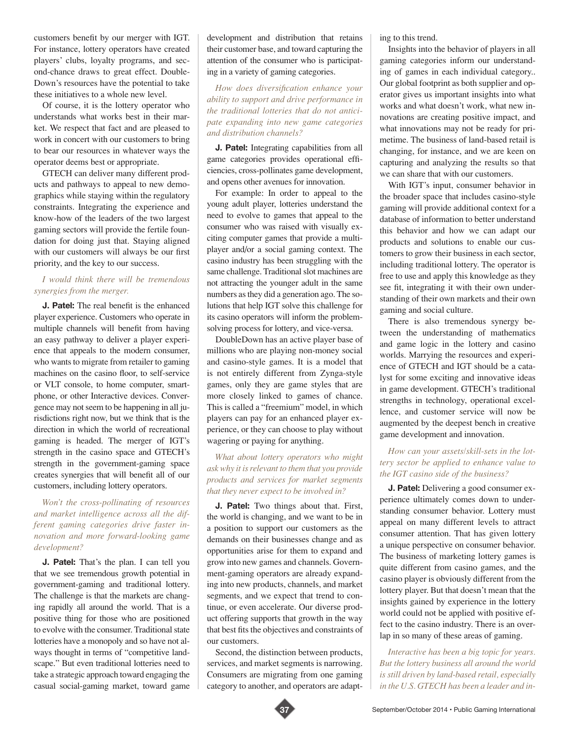customers benefit by our merger with IGT. For instance, lottery operators have created players' clubs, loyalty programs, and second-chance draws to great effect. DoubleDown's resources have the potential to take these initiatives to a whole new level.

Of course, it is the lottery operator who understands what works best in their market. We respect that fact and are pleased to work in concert with our customers to bring to bear our resources in whatever ways the operator deems best or appropriate.

GTECH can deliver many different products and pathways to appeal to new demographics while staying within the regulatory constraints. Integrating the experience and know-how of the leaders of the two largest gaming sectors will provide the fertile foundation for doing just that. Staying aligned with our customers will always be our first priority, and the key to our success.

*I would think there will be tremendous synergies from the merger.*

**J. Patel:** The real benefit is the enhanced player experience. Customers who operate in multiple channels will benefit from having an easy pathway to deliver a player experience that appeals to the modern consumer, who wants to migrate from retailer to gaming machines on the casino floor, to self-service or VLT console, to home computer, smartphone, or other Interactive devices. Convergence may not seem to be happening in all jurisdictions right now, but we think that is the direction in which the world of recreational gaming is headed. The merger of IGT's strength in the casino space and GTECH's strength in the government-gaming space creates synergies that will benefit all of our customers, including lottery operators.

*Won't the cross-pollinating of resources and market intelligence across all the different gaming categories drive faster innovation and more forward-looking game development?*

**J. Patel:** That's the plan. I can tell you that we see tremendous growth potential in government-gaming and traditional lottery. The challenge is that the markets are changing rapidly all around the world. That is a positive thing for those who are positioned to evolve with the consumer. Traditional state lotteries have a monopoly and so have not always thought in terms of "competitive landscape." But even traditional lotteries need to take a strategic approach toward engaging the casual social-gaming market, toward game development and distribution that retains their customer base, and toward capturing the attention of the consumer who is participating in a variety of gaming categories.

*How does diversification enhance your ability to support and drive performance in the traditional lotteries that do not anticipate expanding into new game categories and distribution channels?*

**J. Patel:** Integrating capabilities from all game categories provides operational efficiencies, cross-pollinates game development, and opens other avenues for innovation.

For example: In order to appeal to the young adult player, lotteries understand the need to evolve to games that appeal to the consumer who was raised with visually exciting computer games that provide a multiplayer and/or a social gaming context. The casino industry has been struggling with the same challenge. Traditional slot machines are not attracting the younger adult in the same numbers as they did a generation ago. The solutions that help IGT solve this challenge for its casino operators will inform the problem-solving process for lottery, and vice-versa.

DoubleDown has an active player base of millions who are playing non-money social and casino-style games. It is a model that is not entirely different from Zynga-style games, only they are game styles that are more closely linked to games of chance. This is called a "freemium" model, in which players can pay for an enhanced player experience, or they can choose to play without wagering or paying for anything.

*What about lottery operators who might ask why it is relevant to them that you provide products and services for market segments that they never expect to be involved in?*

**J. Patel:** Two things about that. First, the world is changing, and we want to be in a position to support our customers as the demands on their businesses change and as opportunities arise for them to expand and grow into new games and channels. Government-gaming operators are already expanding into new products, channels, and market segments, and we expect that trend to continue, or even accelerate. Our diverse product offering supports that growth in the way that best fits the objectives and constraints of our customers.

Second, the distinction between products, services, and market segments is narrowing. Consumers are migrating from one gaming category to another, and operators are adapting to this trend.

Insights into the behavior of players in all gaming categories inform our understanding of games in each individual category.. Our global footprint as both supplier and operator gives us important insights into what works and what doesn't work, what new innovations are creating positive impact, and what innovations may not be ready for primetime. The business of land-based retail is changing, for instance, and we are keen on capturing and analyzing the results so that we can share that with our customers.

With IGT's input, consumer behavior in the broader space that includes casino-style gaming will provide additional context for a database of information to better understand this behavior and how we can adapt our products and solutions to enable our customers to grow their business in each sector, including traditional lottery. The operator is free to use and apply this knowledge as they see fit, integrating it with their own understanding of their own markets and their own gaming and social culture.

There is also tremendous synergy between the understanding of mathematics and game logic in the lottery and casino worlds. Marrying the resources and experience of GTECH and IGT should be a catalyst for some exciting and innovative ideas in game development. GTECH's traditional strengths in technology, operational excellence, and customer service will now be augmented by the deepest bench in creative game development and innovation.

*How can your assets/skill-sets in the lottery sector be applied to enhance value to the IGT casino side of the business?*

**J. Patel:** Delivering a good consumer experience ultimately comes down to understanding consumer behavior. Lottery must appeal on many different levels to attract consumer attention. That has given lottery a unique perspective on consumer behavior. The business of marketing lottery games is quite different from casino games, and the casino player is obviously different from the lottery player. But that doesn't mean that the insights gained by experience in the lottery world could not be applied with positive effect to the casino industry. There is an overlap in so many of these areas of gaming.

*Interactive has been a big topic for years. But the lottery business all around the world is still driven by land-based retail, especially in the U.S. GTECH has been a leader and in-*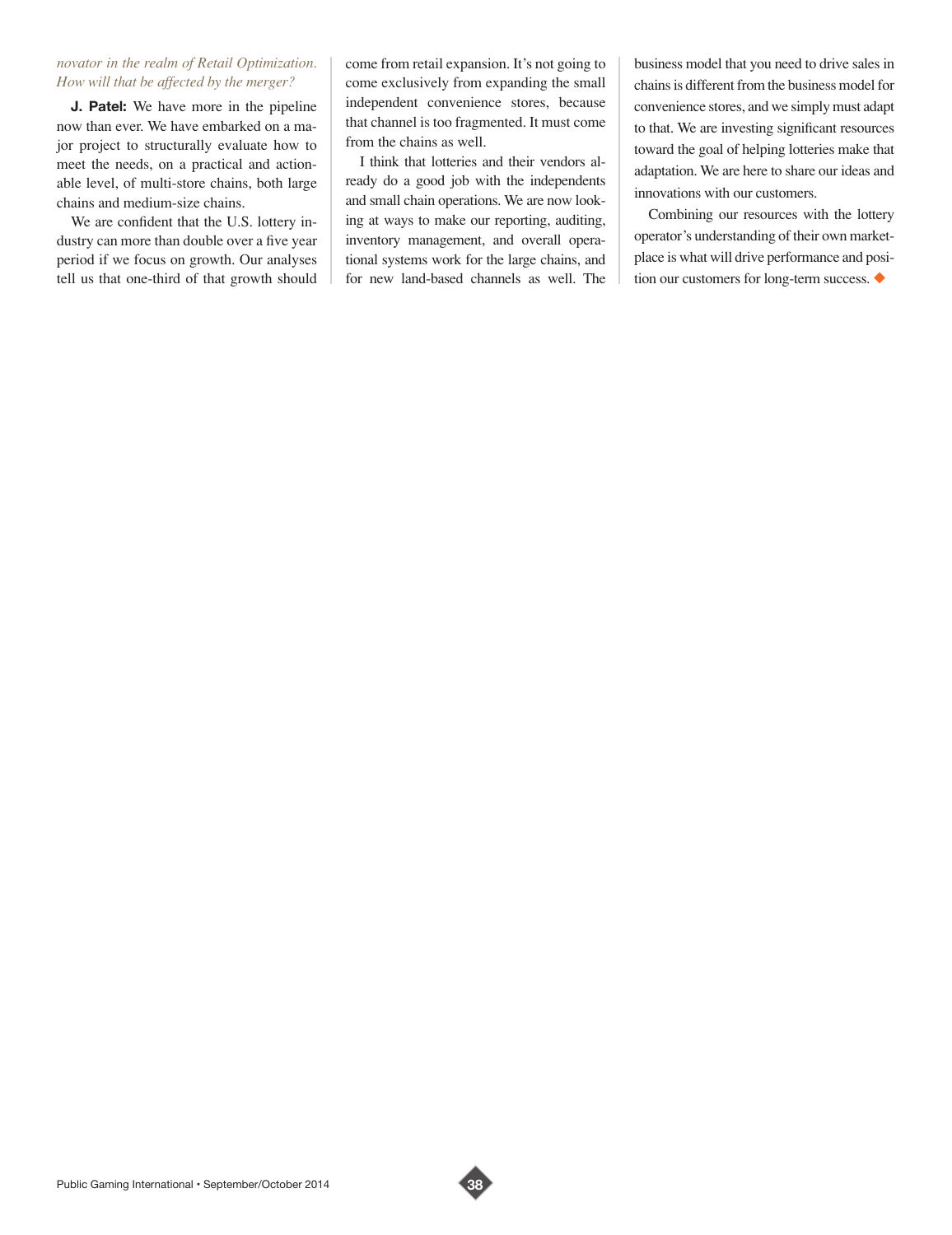*novator in the realm of Retail Optimization. How will that be affected by the merger?*

**J. Patel:** We have more in the pipeline now than ever. We have embarked on a major project to structurally evaluate how to meet the needs, on a practical and actionable level, of multi-store chains, both large chains and medium-size chains.

We are confident that the U.S. lottery industry can more than double over a five year period if we focus on growth. Our analyses tell us that one-third of that growth should come from retail expansion. It's not going to come exclusively from expanding the small independent convenience stores, because that channel is too fragmented. It must come from the chains as well.

I think that lotteries and their vendors already do a good job with the independents and small chain operations. We are now looking at ways to make our reporting, auditing, inventory management, and overall operational systems work for the large chains, and for new land-based channels as well. The business model that you need to drive sales in chains is different from the business model for convenience stores, and we simply must adapt to that. We are investing significant resources toward the goal of helping lotteries make that adaptation. We are here to share our ideas and innovations with our customers.

Combining our resources with the lottery operator's understanding of their own marketplace is what will drive performance and position our customers for long-term success. ◆